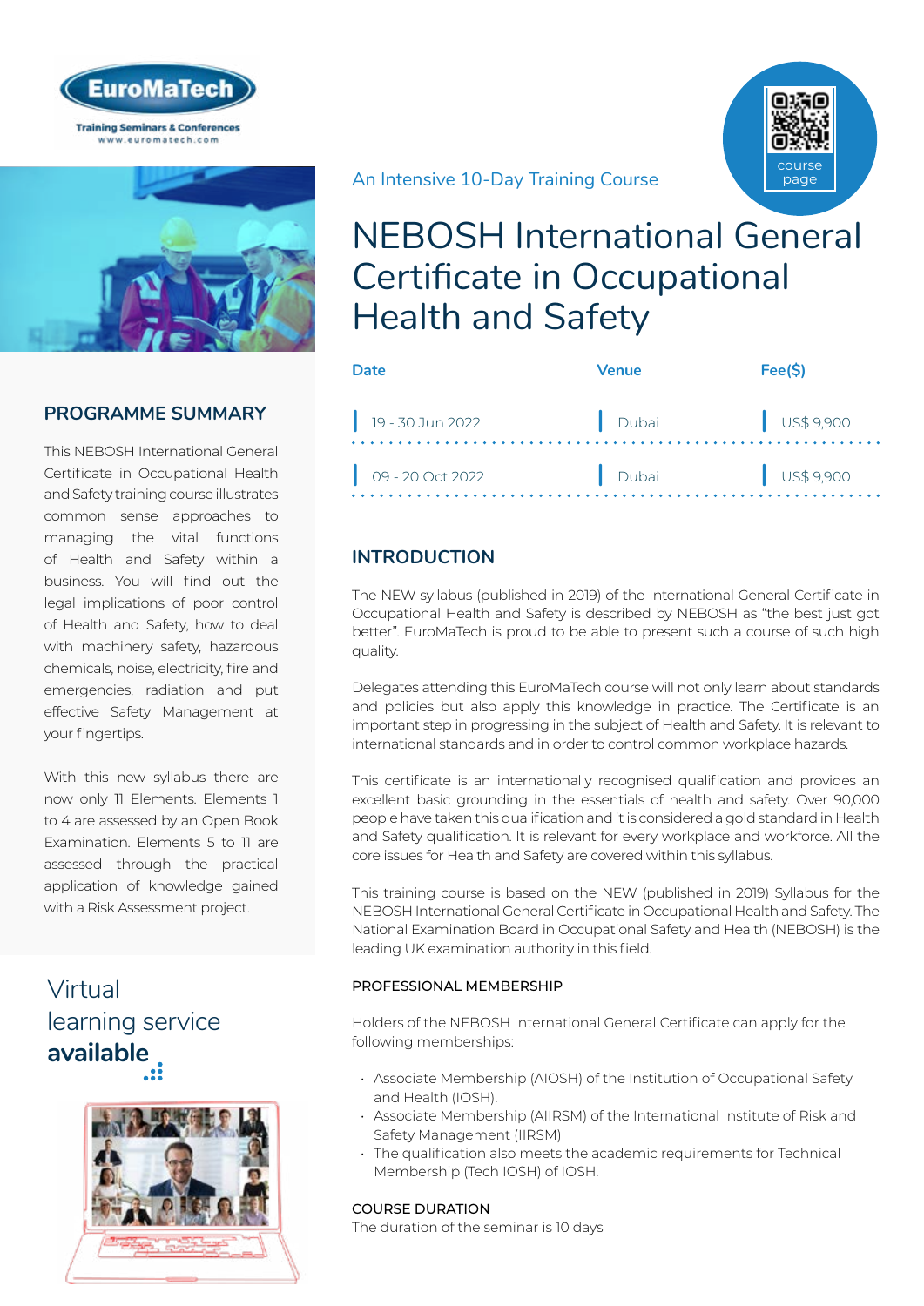An Intensive 10-Day Training Course

# NEBOSH International General Certificate in Occupational Health and Safety

| Date | Venue | Fee($) |
|---|---|---|
| 19 - 30 Jun 2022 | Dubai | US$ 9,900 |
| 09 - 20 Oct 2022 | Dubai | US$ 9,900 |

## PROGRAMME SUMMARY

This NEBOSH International General Certificate in Occupational Health and Safety training course illustrates common sense approaches to managing the vital functions of Health and Safety within a business. You will find out the legal implications of poor control of Health and Safety, how to deal with machinery safety, hazardous chemicals, noise, electricity, fire and emergencies, radiation and put effective Safety Management at your fingertips.

With this new syllabus there are now only 11 Elements. Elements 1 to 4 are assessed by an Open Book Examination. Elements 5 to 11 are assessed through the practical application of knowledge gained with a Risk Assessment project.

Virtual learning service **available**

## INTRODUCTION

The NEW syllabus (published in 2019) of the International General Certificate in Occupational Health and Safety is described by NEBOSH as "the best just got better". EuroMaTech is proud to be able to present such a course of such high quality.

Delegates attending this EuroMaTech course will not only learn about standards and policies but also apply this knowledge in practice. The Certificate is an important step in progressing in the subject of Health and Safety. It is relevant to international standards and in order to control common workplace hazards.

This certificate is an internationally recognised qualification and provides an excellent basic grounding in the essentials of health and safety. Over 90,000 people have taken this qualification and it is considered a gold standard in Health and Safety qualification. It is relevant for every workplace and workforce. All the core issues for Health and Safety are covered within this syllabus.

This training course is based on the NEW (published in 2019) Syllabus for the NEBOSH International General Certificate in Occupational Health and Safety. The National Examination Board in Occupational Safety and Health (NEBOSH) is the leading UK examination authority in this field.

### PROFESSIONAL MEMBERSHIP

Holders of the NEBOSH International General Certificate can apply for the following memberships:

- Associate Membership (AIOSH) of the Institution of Occupational Safety and Health (IOSH).
- Associate Membership (AIIRSM) of the International Institute of Risk and Safety Management (IIRSM)
- The qualification also meets the academic requirements for Technical Membership (Tech IOSH) of IOSH.

### COURSE DURATION

The duration of the seminar is 10 days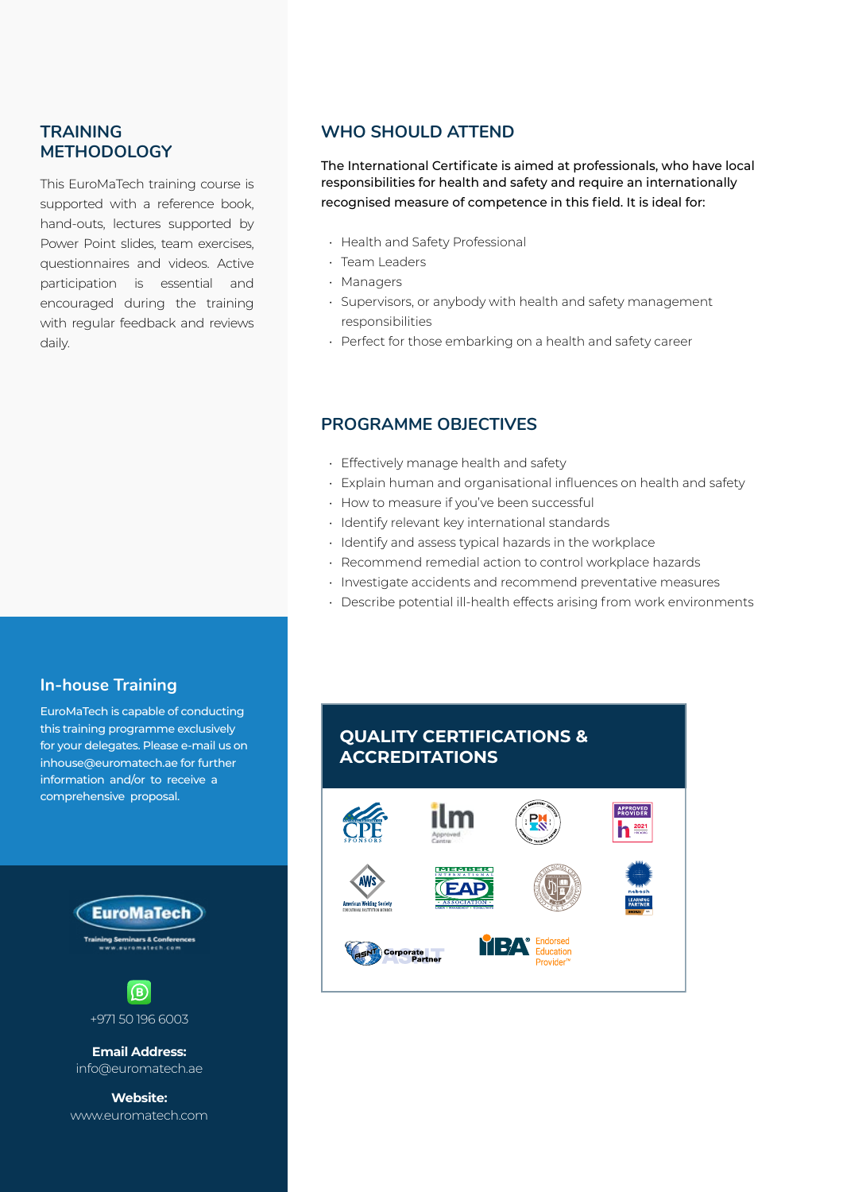## TRAINING METHODOLOGY

This EuroMaTech training course is supported with a reference book, hand-outs, lectures supported by Power Point slides, team exercises, questionnaires and videos. Active participation is essential and encouraged during the training with regular feedback and reviews daily.

## WHO SHOULD ATTEND

The International Certificate is aimed at professionals, who have local responsibilities for health and safety and require an internationally recognised measure of competence in this field. It is ideal for:

- Health and Safety Professional
- Team Leaders
- Managers
- Supervisors, or anybody with health and safety management responsibilities
- Perfect for those embarking on a health and safety career

## PROGRAMME OBJECTIVES

- Effectively manage health and safety
- Explain human and organisational influences on health and safety
- How to measure if you've been successful
- Identify relevant key international standards
- Identify and assess typical hazards in the workplace
- Recommend remedial action to control workplace hazards
- Investigate accidents and recommend preventative measures
- Describe potential ill-health effects arising from work environments

## In-house Training

EuroMaTech is capable of conducting this training programme exclusively for your delegates. Please e-mail us on inhouse@euromatech.ae for further information and/or to receive a comprehensive proposal.

## QUALITY CERTIFICATIONS & ACCREDITATIONS

CPE Sponsors · ilm Approved Centre · PMI Authorized Training Partner · Approved Provider 2021 · American Welding Society · Member EAP International Association · nebosh Learning Partner · ASNT Corporate Partner · IIBA Endorsed Education Provider™

EuroMaTech
Training Seminars & Conferences
www.euromatech.com

+971 50 196 6003

**Email Address:**
info@euromatech.ae

**Website:**
www.euromatech.com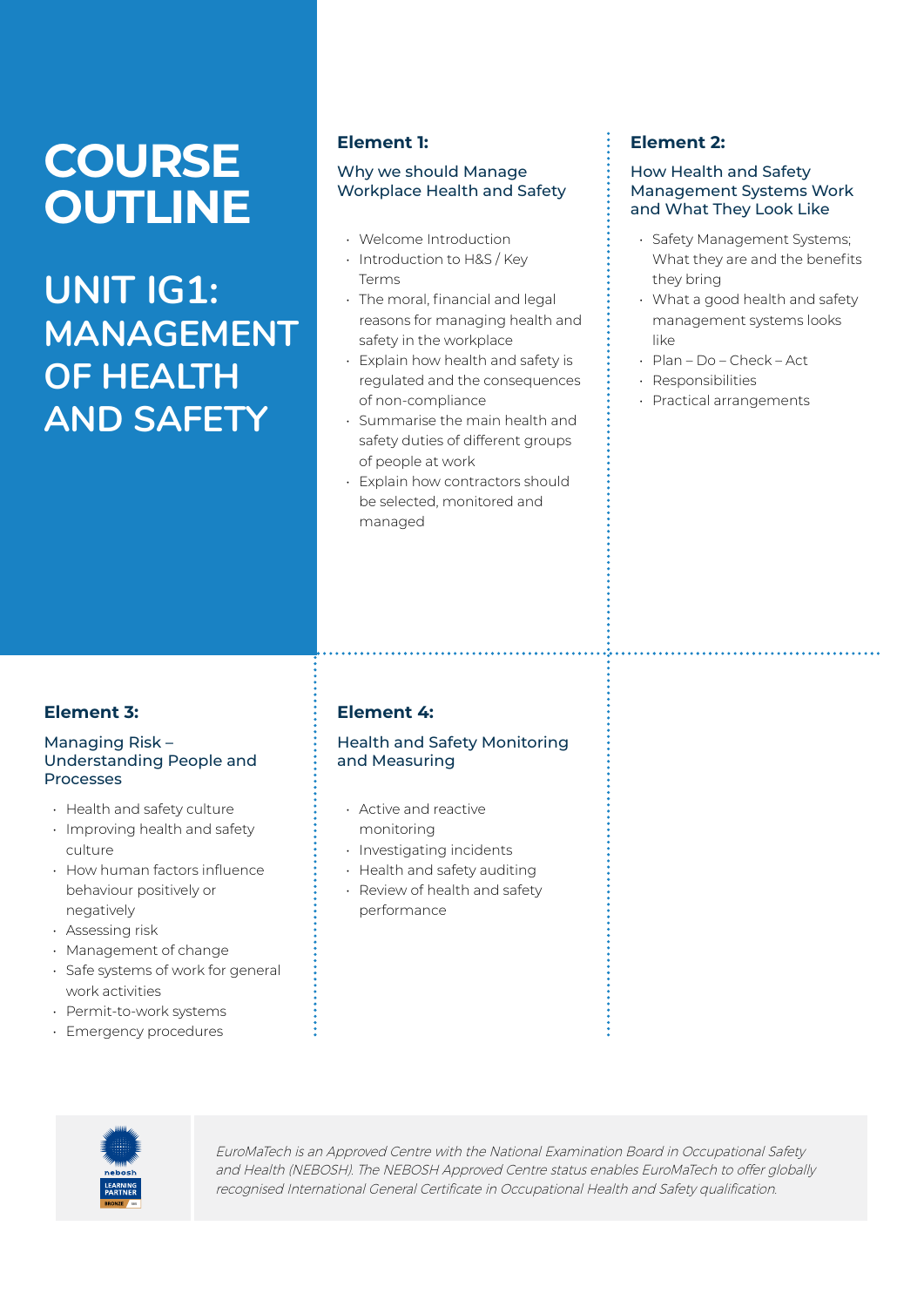# COURSE OUTLINE

## UNIT IG1: MANAGEMENT OF HEALTH AND SAFETY

### Element 1:

**Why we should Manage Workplace Health and Safety**

- Welcome Introduction
- Introduction to H&S / Key Terms
- The moral, financial and legal reasons for managing health and safety in the workplace
- Explain how health and safety is regulated and the consequences of non-compliance
- Summarise the main health and safety duties of different groups of people at work
- Explain how contractors should be selected, monitored and managed

### Element 2:

**How Health and Safety Management Systems Work and What They Look Like**

- Safety Management Systems; What they are and the benefits they bring
- What a good health and safety management systems looks like
- Plan – Do – Check – Act
- Responsibilities
- Practical arrangements

### Element 3:

**Managing Risk – Understanding People and Processes**

- Health and safety culture
- Improving health and safety culture
- How human factors influence behaviour positively or negatively
- Assessing risk
- Management of change
- Safe systems of work for general work activities
- Permit-to-work systems
- Emergency procedures

### Element 4:

**Health and Safety Monitoring and Measuring**

- Active and reactive monitoring
- Investigating incidents
- Health and safety auditing
- Review of health and safety performance

nebosh LEARNING PARTNER BRONZE

*EuroMaTech is an Approved Centre with the National Examination Board in Occupational Safety and Health (NEBOSH). The NEBOSH Approved Centre status enables EuroMaTech to offer globally recognised International General Certificate in Occupational Health and Safety qualification.*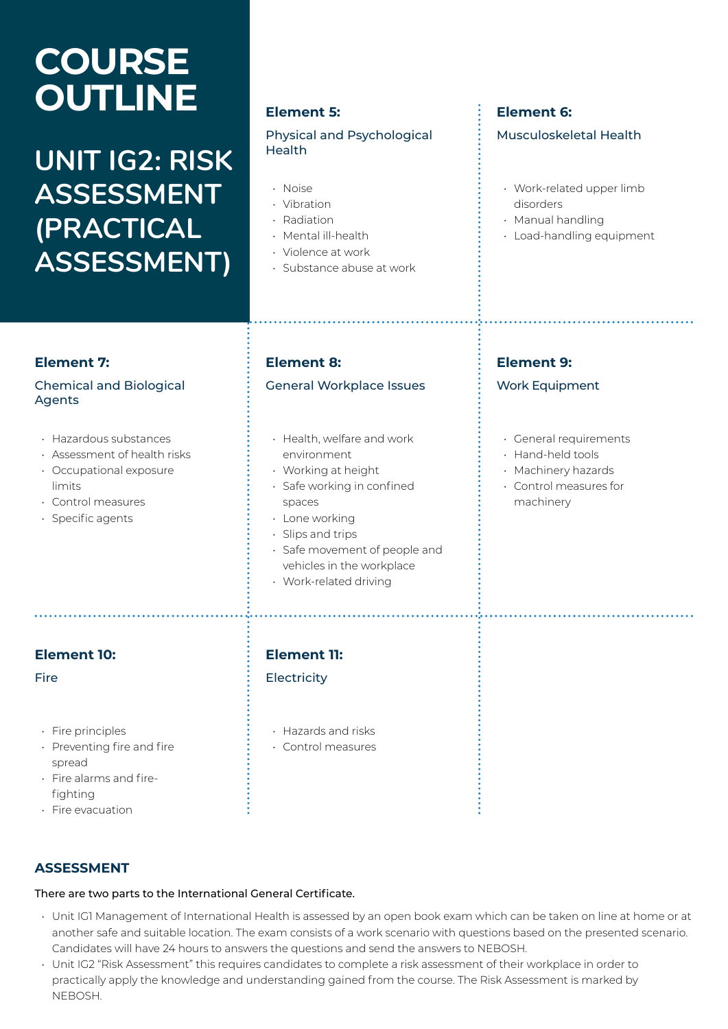# COURSE OUTLINE

## UNIT IG2: RISK ASSESSMENT (PRACTICAL ASSESSMENT)

### Element 5:

Physical and Psychological Health

- Noise
- Vibration
- Radiation
- Mental ill-health
- Violence at work
- Substance abuse at work

### Element 6:

Musculoskeletal Health

- Work-related upper limb disorders
- Manual handling
- Load-handling equipment

### Element 7:

Chemical and Biological Agents

- Hazardous substances
- Assessment of health risks
- Occupational exposure limits
- Control measures
- Specific agents

### Element 8:

General Workplace Issues

- Health, welfare and work environment
- Working at height
- Safe working in confined spaces
- Lone working
- Slips and trips
- Safe movement of people and vehicles in the workplace
- Work-related driving

### Element 9:

Work Equipment

- General requirements
- Hand-held tools
- Machinery hazards
- Control measures for machinery

### Element 10:

Fire

- Fire principles
- Preventing fire and fire spread
- Fire alarms and fire-fighting
- Fire evacuation

### Element 11:

Electricity

- Hazards and risks
- Control measures

## ASSESSMENT

There are two parts to the International General Certificate.

- Unit IG1 Management of International Health is assessed by an open book exam which can be taken on line at home or at another safe and suitable location. The exam consists of a work scenario with questions based on the presented scenario. Candidates will have 24 hours to answers the questions and send the answers to NEBOSH.
- Unit IG2 "Risk Assessment" this requires candidates to complete a risk assessment of their workplace in order to practically apply the knowledge and understanding gained from the course. The Risk Assessment is marked by NEBOSH.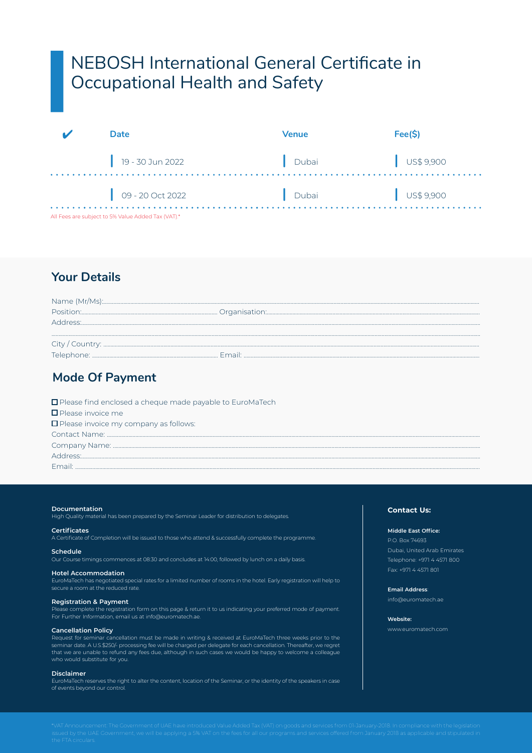# NEBOSH International General Certificate in Occupational Health and Safety

| ✔ | Date | Venue | Fee($) |
|---|---|---|---|
| | 19 - 30 Jun 2022 | Dubai | US$ 9,900 |
| | 09 - 20 Oct 2022 | Dubai | US$ 9,900 |

All Fees are subject to 5% Value Added Tax (VAT).*

## Your Details

Name (Mr/Ms):.......................................................................

Position:.............................. Organisation:..............................

Address:.......................................................................

.......................................................................

City / Country: .......................................................................

Telephone: .............................. Email: ..............................

## Mode Of Payment

- ☐ Please find enclosed a cheque made payable to EuroMaTech
- ☐ Please invoice me
- ☐ Please invoice my company as follows:

Contact Name: .......................................................................

Company Name: .......................................................................

Address:.......................................................................

Email: .......................................................................

**Documentation**
High Quality material has been prepared by the Seminar Leader for distribution to delegates.

**Certificates**
A Certificate of Completion will be issued to those who attend & successfully complete the programme.

**Schedule**
Our Course timings commences at 08:30 and concludes at 14:00, followed by lunch on a daily basis.

**Hotel Accommodation**
EuroMaTech has negotiated special rates for a limited number of rooms in the hotel. Early registration will help to secure a room at the reduced rate.

**Registration & Payment**
Please complete the registration form on this page & return it to us indicating your preferred mode of payment. For Further Information, email us at info@euromatech.ae.

**Cancellation Policy**
Request for seminar cancellation must be made in writing & received at EuroMaTech three weeks prior to the seminar date. A U.S $250/- processing fee will be charged per delegate for each cancellation. Thereafter, we regret that we are unable to refund any fees due, although in such cases we would be happy to welcome a colleague who would substitute for you.

**Disclaimer**
EuroMaTech reserves the right to alter the content, location of the Seminar, or the identity of the speakers in case of events beyond our control.

**Contact Us:**

**Middle East Office:**
P.O. Box 74693
Dubai, United Arab Emirates
Telephone: +971 4 4571 800
Fax: +971 4 4571 801

**Email Address**
info@euromatech.ae

**Website:**
www.euromatech.com

*VAT Announcement: The Government of UAE have introduced Value Added Tax (VAT) on goods and services from 01-January-2018. In compliance with the legislation issued by the UAE Government, we will be applying a 5% VAT on the fees for all our programs and services offered from January 2018 as applicable and stipulated in the FTA circulars.